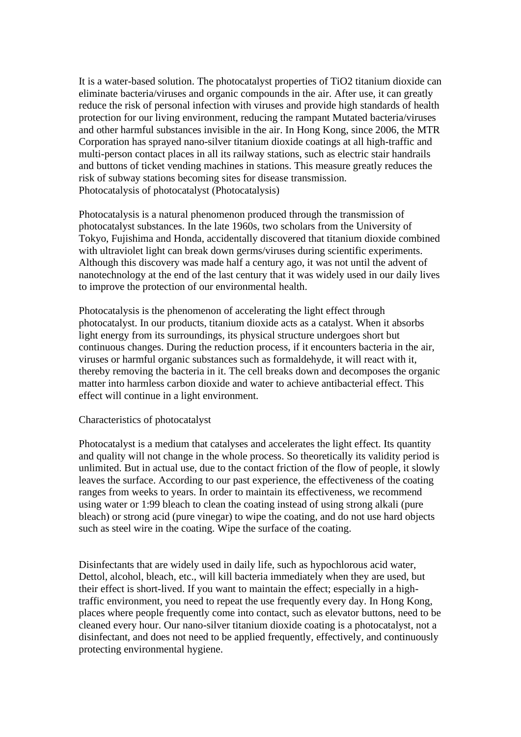It is a water-based solution. The photocatalyst properties of $TiO_2$ titanium dioxide can eliminate bacteria/viruses and organic compounds in the air. After use, it can greatly reduce the risk of personal infection with viruses and provide high standards of health protection for our living environment, reducing the rampant Mutated bacteria/viruses and other harmful substances invisible in the air. In Hong Kong, since 2006, the MTR Corporation has sprayed nano-silver titanium dioxide coatings at all high-traffic and multi-person contact places in all its railway stations, such as electric stair handrails and buttons of ticket vending machines in stations. This measure greatly reduces the risk of subway stations becoming sites for disease transmission.

## Photocatalysis of photocatalyst (Photocatalysis)

Photocatalysis is a natural phenomenon produced through the transmission of photocatalyst substances. In the late 1960s, two scholars from the University of Tokyo, Fujishima and Honda, accidentally discovered that titanium dioxide combined with ultraviolet light can break down germs/viruses during scientific experiments. Although this discovery was made half a century ago, it was not until the advent of nanotechnology at the end of the last century that it was widely used in our daily lives to improve the protection of our environmental health.

Photocatalysis is the phenomenon of accelerating the light effect through photocatalyst. In our products, titanium dioxide acts as a catalyst. When it absorbs light energy from its surroundings, its physical structure undergoes short but continuous changes. During the reduction process, if it encounters bacteria in the air, viruses or harmful organic substances such as formaldehyde, it will react with it, thereby removing the bacteria in it. The cell breaks down and decomposes the organic matter into harmless carbon dioxide and water to achieve antibacterial effect. This effect will continue in a light environment.

## Characteristics of photocatalyst

Photocatalyst is a medium that catalyses and accelerates the light effect. Its quantity and quality will not change in the whole process. So theoretically its validity period is unlimited. But in actual use, due to the contact friction of the flow of people, it slowly leaves the surface. According to our past experience, the effectiveness of the coating ranges from weeks to years. In order to maintain its effectiveness, we recommend using water or 1:99 bleach to clean the coating instead of using strong alkali (pure bleach) or strong acid (pure vinegar) to wipe the coating, and do not use hard objects such as steel wire in the coating. Wipe the surface of the coating.

Disinfectants that are widely used in daily life, such as hypochlorous acid water, Dettol, alcohol, bleach, etc., will kill bacteria immediately when they are used, but their effect is short-lived. If you want to maintain the effect; especially in a high-traffic environment, you need to repeat the use frequently every day. In Hong Kong, places where people frequently come into contact, such as elevator buttons, need to be cleaned every hour. Our nano-silver titanium dioxide coating is a photocatalyst, not a disinfectant, and does not need to be applied frequently, effectively, and continuously protecting environmental hygiene.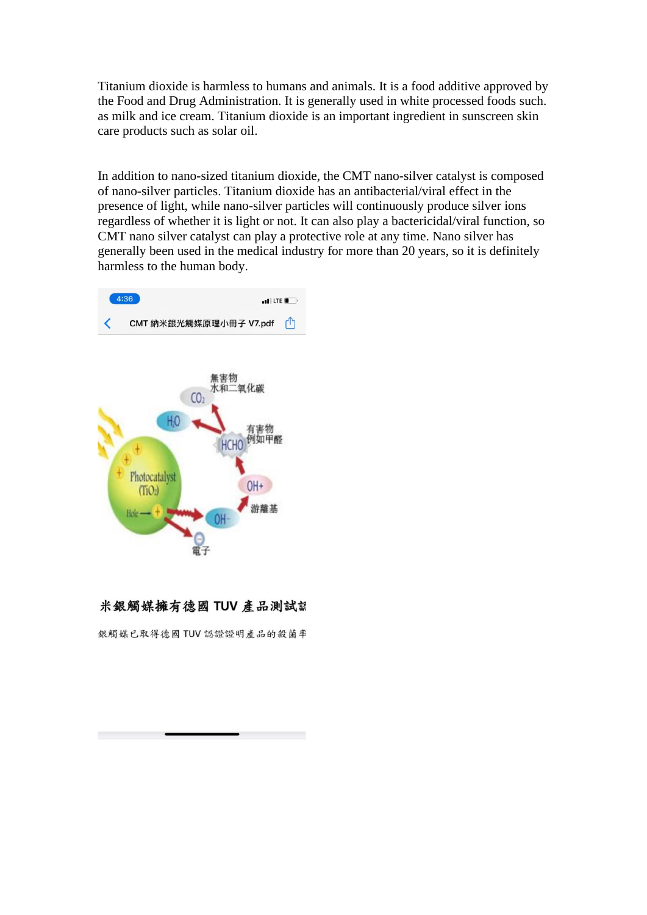Titanium dioxide is harmless to humans and animals. It is a food additive approved by the Food and Drug Administration. It is generally used in white processed foods such. as milk and ice cream. Titanium dioxide is an important ingredient in sunscreen skin care products such as solar oil.

In addition to nano-sized titanium dioxide, the CMT nano-silver catalyst is composed of nano-silver particles. Titanium dioxide has an antibacterial/viral effect in the presence of light, while nano-silver particles will continuously produce silver ions regardless of whether it is light or not. It can also play a bactericidal/viral function, so CMT nano silver catalyst can play a protective role at any time. Nano silver has generally been used in the medical industry for more than 20 years, so it is definitely harmless to the human body.

4:36

LTE

CMT 納米銀光觸媒原理小冊子 V7.pdf

無害物
水和二氧化碳

$CO_2$

$H_2O$

有害物
例如甲醛

HCHO

Photocatalyst
($TiO_2$)

Hole

$OH^+$

游離基

$OH^-$

電子

米銀觸媒擁有德國 TUV 產品測試認

銀觸媒已取得德國 TUV 認證證明產品的殺菌率